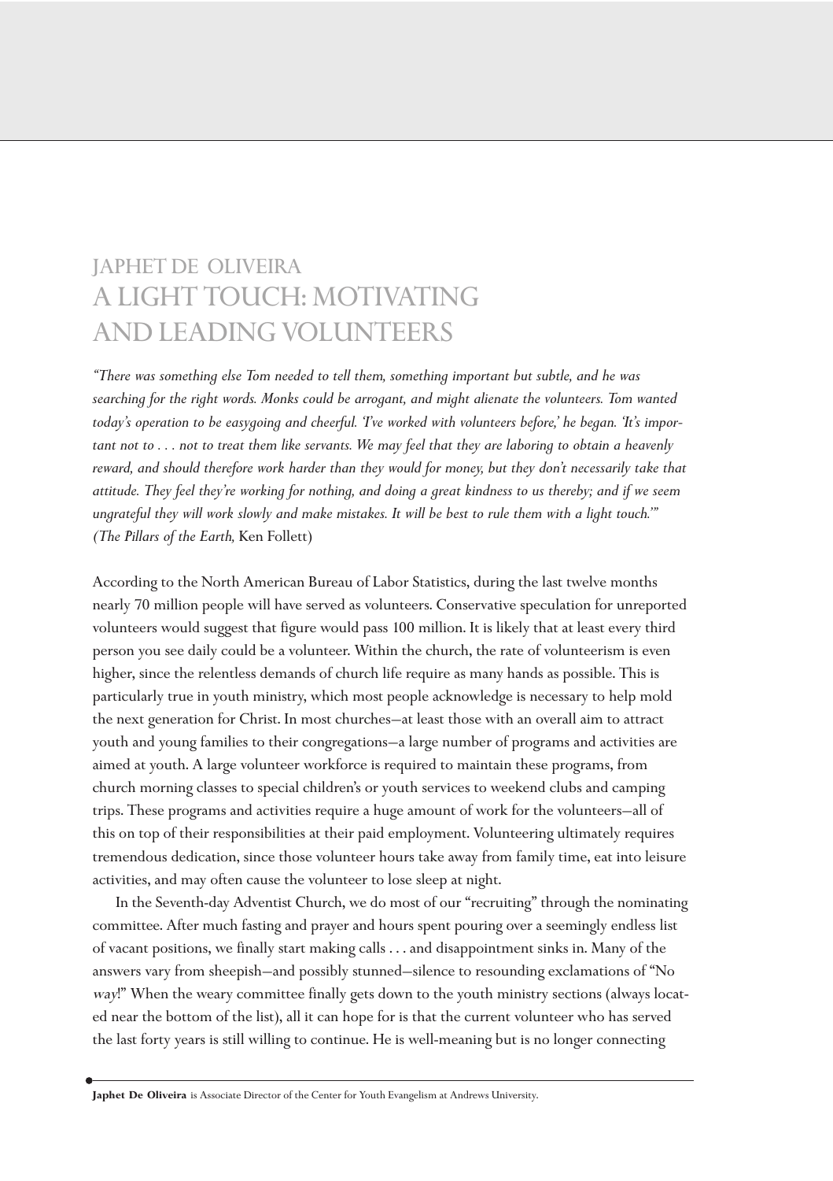# Japhet De Oliveira

# A Light Touch: Motivating and Leading Volunteers

*"There was something else Tom needed to tell them, something important but subtle, and he was searching for the right words. Monks could be arrogant, and might alienate the volunteers. Tom wanted today's operation to be easygoing and cheerful. 'I've worked with volunteers before,' he began. 'It's important not to . . . not to treat them like servants. We may feel that they are laboring to obtain a heavenly reward, and should therefore work harder than they would for money, but they don't necessarily take that attitude. They feel they're working for nothing, and doing a great kindness to us thereby; and if we seem ungrateful they will work slowly and make mistakes. It will be best to rule them with a light touch.'" (The Pillars of the Earth,* Ken Follett)

According to the North American Bureau of Labor Statistics, during the last twelve months nearly 70 million people will have served as volunteers. Conservative speculation for unreported volunteers would suggest that figure would pass 100 million. It is likely that at least every third person you see daily could be a volunteer. Within the church, the rate of volunteerism is even higher, since the relentless demands of church life require as many hands as possible. This is particularly true in youth ministry, which most people acknowledge is necessary to help mold the next generation for Christ. In most churches—at least those with an overall aim to attract youth and young families to their congregations—a large number of programs and activities are aimed at youth. A large volunteer workforce is required to maintain these programs, from church morning classes to special children's or youth services to weekend clubs and camping trips. These programs and activities require a huge amount of work for the volunteers—all of this on top of their responsibilities at their paid employment. Volunteering ultimately requires tremendous dedication, since those volunteer hours take away from family time, eat into leisure activities, and may often cause the volunteer to lose sleep at night.

In the Seventh-day Adventist Church, we do most of our "recruiting" through the nominating committee. After much fasting and prayer and hours spent pouring over a seemingly endless list of vacant positions, we finally start making calls . . . and disappointment sinks in. Many of the answers vary from sheepish—and possibly stunned—silence to resounding exclamations of "No *way*!" When the weary committee finally gets down to the youth ministry sections (always located near the bottom of the list), all it can hope for is that the current volunteer who has served the last forty years is still willing to continue. He is well-meaning but is no longer connecting

**Japhet De Oliveira** is Associate Director of the Center for Youth Evangelism at Andrews University.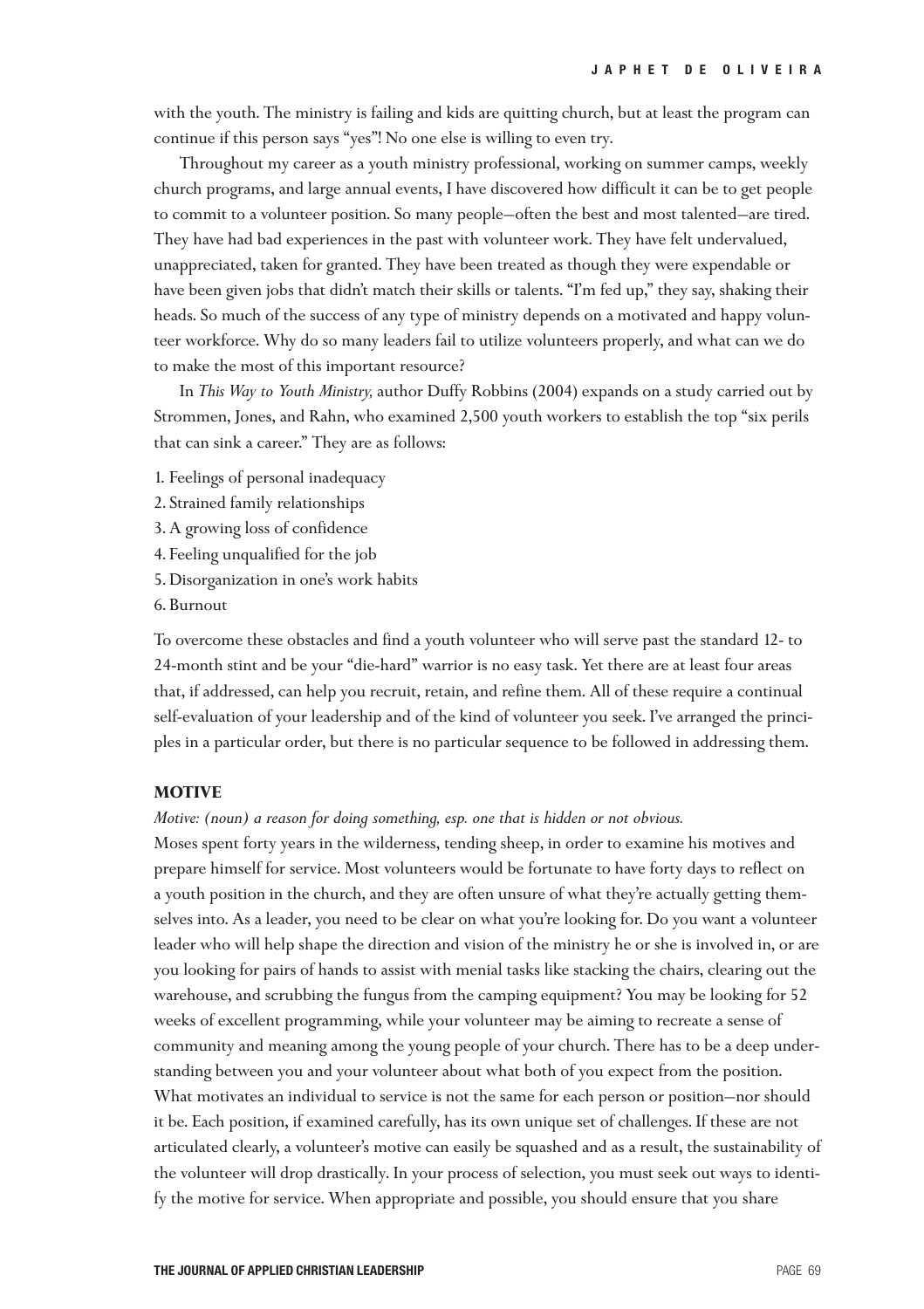with the youth. The ministry is failing and kids are quitting church, but at least the program can continue if this person says "yes"! No one else is willing to even try.

Throughout my career as a youth ministry professional, working on summer camps, weekly church programs, and large annual events, I have discovered how difficult it can be to get people to commit to a volunteer position. So many people—often the best and most talented—are tired. They have had bad experiences in the past with volunteer work. They have felt undervalued, unappreciated, taken for granted. They have been treated as though they were expendable or have been given jobs that didn't match their skills or talents. "I'm fed up," they say, shaking their heads. So much of the success of any type of ministry depends on a motivated and happy volunteer workforce. Why do so many leaders fail to utilize volunteers properly, and what can we do to make the most of this important resource?

In *This Way to Youth Ministry,* author Duffy Robbins (2004) expands on a study carried out by Strommen, Jones, and Rahn, who examined 2,500 youth workers to establish the top "six perils that can sink a career." They are as follows:

1. Feelings of personal inadequacy
2. Strained family relationships
3. A growing loss of confidence
4. Feeling unqualified for the job
5. Disorganization in one's work habits
6. Burnout

To overcome these obstacles and find a youth volunteer who will serve past the standard 12- to 24-month stint and be your "die-hard" warrior is no easy task. Yet there are at least four areas that, if addressed, can help you recruit, retain, and refine them. All of these require a continual self-evaluation of your leadership and of the kind of volunteer you seek. I've arranged the principles in a particular order, but there is no particular sequence to be followed in addressing them.

## MOTIVE

*Motive: (noun) a reason for doing something, esp. one that is hidden or not obvious.*

Moses spent forty years in the wilderness, tending sheep, in order to examine his motives and prepare himself for service. Most volunteers would be fortunate to have forty days to reflect on a youth position in the church, and they are often unsure of what they're actually getting themselves into. As a leader, you need to be clear on what you're looking for. Do you want a volunteer leader who will help shape the direction and vision of the ministry he or she is involved in, or are you looking for pairs of hands to assist with menial tasks like stacking the chairs, clearing out the warehouse, and scrubbing the fungus from the camping equipment? You may be looking for 52 weeks of excellent programming, while your volunteer may be aiming to recreate a sense of community and meaning among the young people of your church. There has to be a deep understanding between you and your volunteer about what both of you expect from the position. What motivates an individual to service is not the same for each person or position—nor should it be. Each position, if examined carefully, has its own unique set of challenges. If these are not articulated clearly, a volunteer's motive can easily be squashed and as a result, the sustainability of the volunteer will drop drastically. In your process of selection, you must seek out ways to identify the motive for service. When appropriate and possible, you should ensure that you share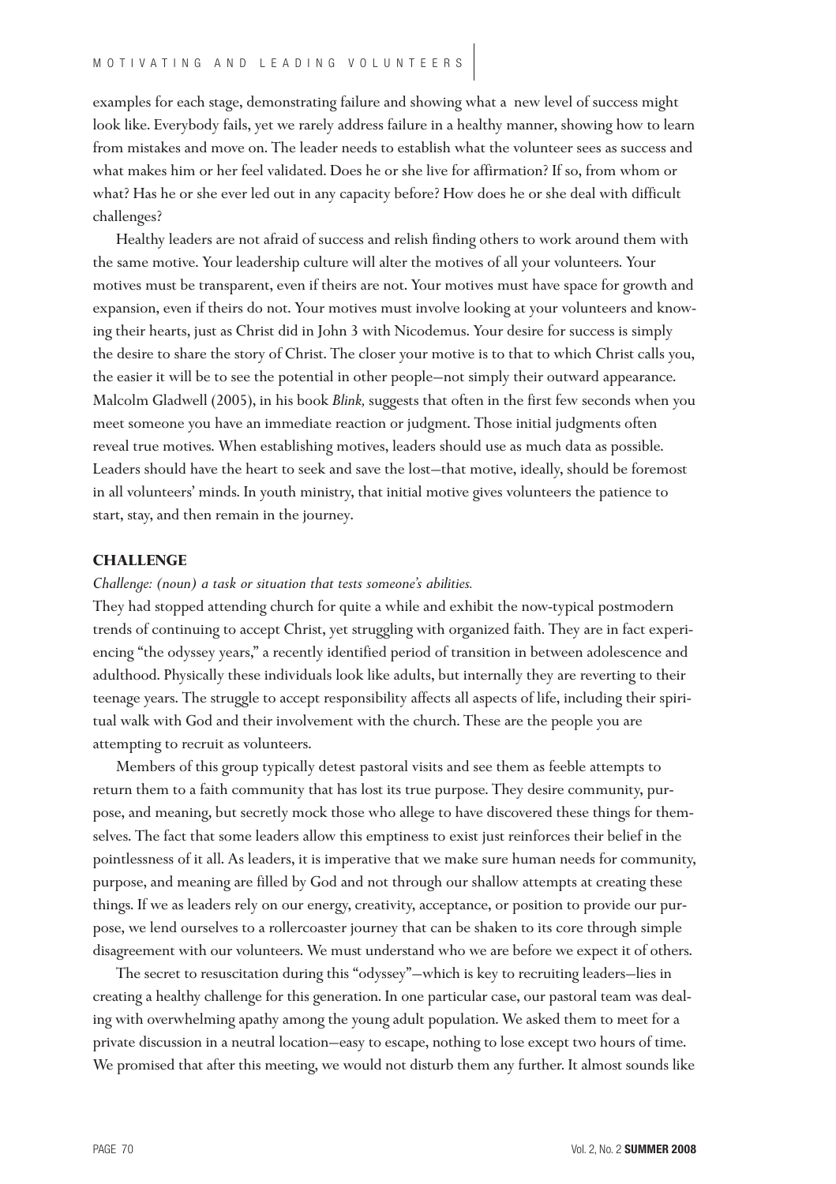examples for each stage, demonstrating failure and showing what a new level of success might look like. Everybody fails, yet we rarely address failure in a healthy manner, showing how to learn from mistakes and move on. The leader needs to establish what the volunteer sees as success and what makes him or her feel validated. Does he or she live for affirmation? If so, from whom or what? Has he or she ever led out in any capacity before? How does he or she deal with difficult challenges?

Healthy leaders are not afraid of success and relish finding others to work around them with the same motive. Your leadership culture will alter the motives of all your volunteers. Your motives must be transparent, even if theirs are not. Your motives must have space for growth and expansion, even if theirs do not. Your motives must involve looking at your volunteers and knowing their hearts, just as Christ did in John 3 with Nicodemus. Your desire for success is simply the desire to share the story of Christ. The closer your motive is to that to which Christ calls you, the easier it will be to see the potential in other people—not simply their outward appearance. Malcolm Gladwell (2005), in his book *Blink,* suggests that often in the first few seconds when you meet someone you have an immediate reaction or judgment. Those initial judgments often reveal true motives. When establishing motives, leaders should use as much data as possible. Leaders should have the heart to seek and save the lost—that motive, ideally, should be foremost in all volunteers' minds. In youth ministry, that initial motive gives volunteers the patience to start, stay, and then remain in the journey.

## CHALLENGE

*Challenge: (noun) a task or situation that tests someone's abilities.*

They had stopped attending church for quite a while and exhibit the now-typical postmodern trends of continuing to accept Christ, yet struggling with organized faith. They are in fact experiencing "the odyssey years," a recently identified period of transition in between adolescence and adulthood. Physically these individuals look like adults, but internally they are reverting to their teenage years. The struggle to accept responsibility affects all aspects of life, including their spiritual walk with God and their involvement with the church. These are the people you are attempting to recruit as volunteers.

Members of this group typically detest pastoral visits and see them as feeble attempts to return them to a faith community that has lost its true purpose. They desire community, purpose, and meaning, but secretly mock those who allege to have discovered these things for themselves. The fact that some leaders allow this emptiness to exist just reinforces their belief in the pointlessness of it all. As leaders, it is imperative that we make sure human needs for community, purpose, and meaning are filled by God and not through our shallow attempts at creating these things. If we as leaders rely on our energy, creativity, acceptance, or position to provide our purpose, we lend ourselves to a rollercoaster journey that can be shaken to its core through simple disagreement with our volunteers. We must understand who we are before we expect it of others.

The secret to resuscitation during this "odyssey"—which is key to recruiting leaders—lies in creating a healthy challenge for this generation. In one particular case, our pastoral team was dealing with overwhelming apathy among the young adult population. We asked them to meet for a private discussion in a neutral location—easy to escape, nothing to lose except two hours of time. We promised that after this meeting, we would not disturb them any further. It almost sounds like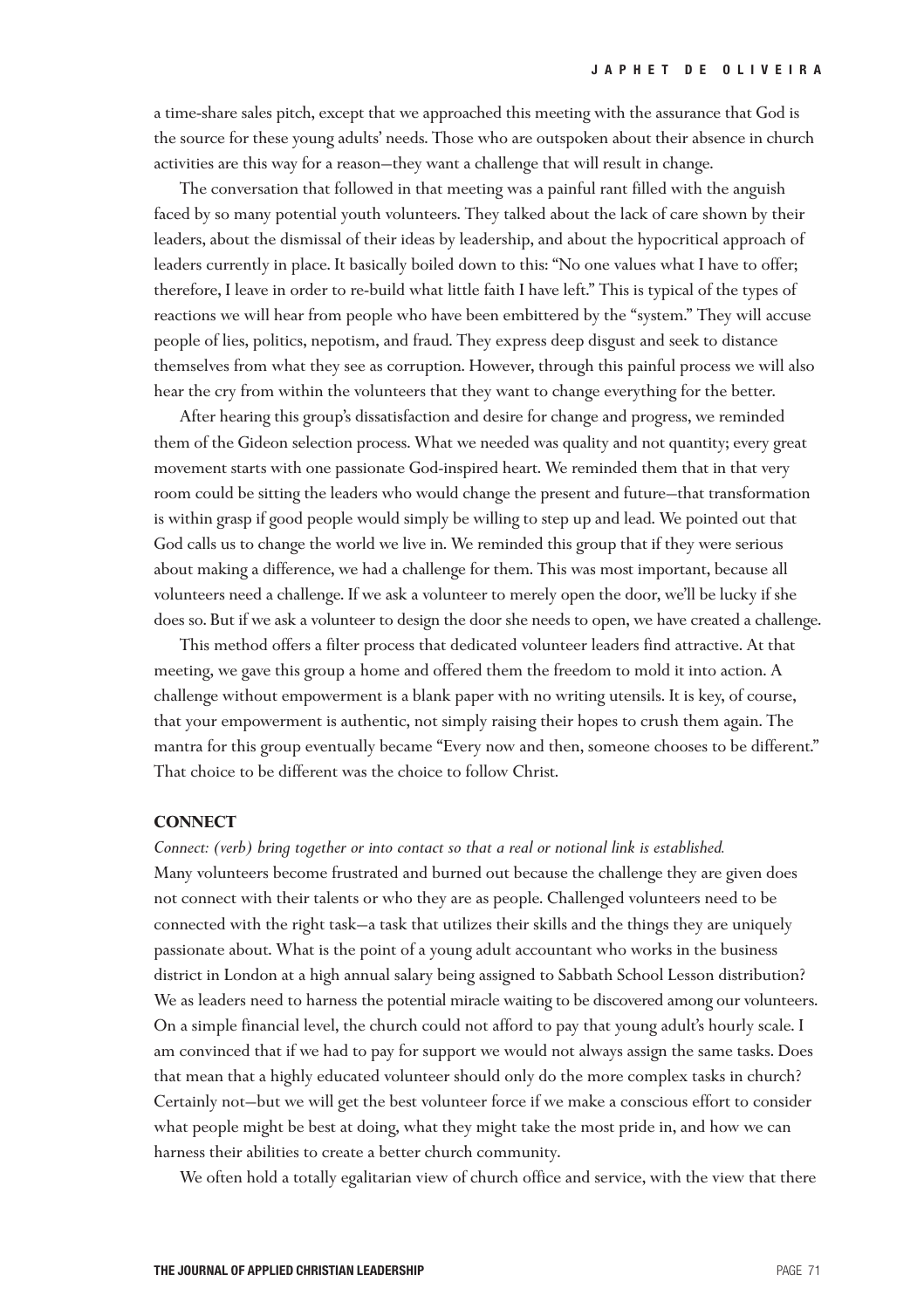a time-share sales pitch, except that we approached this meeting with the assurance that God is the source for these young adults' needs. Those who are outspoken about their absence in church activities are this way for a reason—they want a challenge that will result in change.

The conversation that followed in that meeting was a painful rant filled with the anguish faced by so many potential youth volunteers. They talked about the lack of care shown by their leaders, about the dismissal of their ideas by leadership, and about the hypocritical approach of leaders currently in place. It basically boiled down to this: "No one values what I have to offer; therefore, I leave in order to re-build what little faith I have left." This is typical of the types of reactions we will hear from people who have been embittered by the "system." They will accuse people of lies, politics, nepotism, and fraud. They express deep disgust and seek to distance themselves from what they see as corruption. However, through this painful process we will also hear the cry from within the volunteers that they want to change everything for the better.

After hearing this group's dissatisfaction and desire for change and progress, we reminded them of the Gideon selection process. What we needed was quality and not quantity; every great movement starts with one passionate God-inspired heart. We reminded them that in that very room could be sitting the leaders who would change the present and future—that transformation is within grasp if good people would simply be willing to step up and lead. We pointed out that God calls us to change the world we live in. We reminded this group that if they were serious about making a difference, we had a challenge for them. This was most important, because all volunteers need a challenge. If we ask a volunteer to merely open the door, we'll be lucky if she does so. But if we ask a volunteer to design the door she needs to open, we have created a challenge.

This method offers a filter process that dedicated volunteer leaders find attractive. At that meeting, we gave this group a home and offered them the freedom to mold it into action. A challenge without empowerment is a blank paper with no writing utensils. It is key, of course, that your empowerment is authentic, not simply raising their hopes to crush them again. The mantra for this group eventually became "Every now and then, someone chooses to be different." That choice to be different was the choice to follow Christ.

## CONNECT

*Connect: (verb) bring together or into contact so that a real or notional link is established.*
Many volunteers become frustrated and burned out because the challenge they are given does not connect with their talents or who they are as people. Challenged volunteers need to be connected with the right task—a task that utilizes their skills and the things they are uniquely passionate about. What is the point of a young adult accountant who works in the business district in London at a high annual salary being assigned to Sabbath School Lesson distribution? We as leaders need to harness the potential miracle waiting to be discovered among our volunteers. On a simple financial level, the church could not afford to pay that young adult's hourly scale. I am convinced that if we had to pay for support we would not always assign the same tasks. Does that mean that a highly educated volunteer should only do the more complex tasks in church? Certainly not—but we will get the best volunteer force if we make a conscious effort to consider what people might be best at doing, what they might take the most pride in, and how we can harness their abilities to create a better church community.

We often hold a totally egalitarian view of church office and service, with the view that there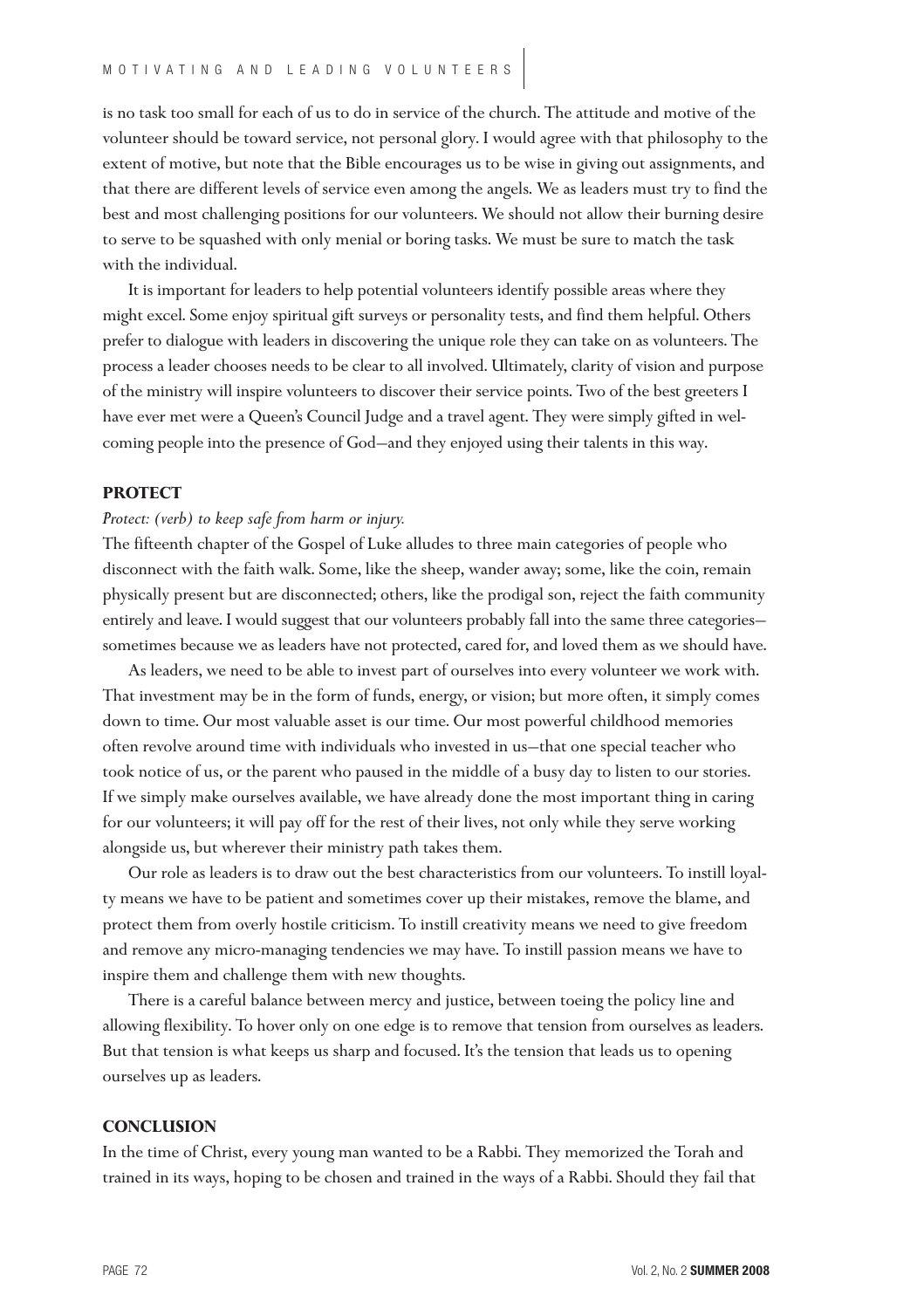is no task too small for each of us to do in service of the church. The attitude and motive of the volunteer should be toward service, not personal glory. I would agree with that philosophy to the extent of motive, but note that the Bible encourages us to be wise in giving out assignments, and that there are different levels of service even among the angels. We as leaders must try to find the best and most challenging positions for our volunteers. We should not allow their burning desire to serve to be squashed with only menial or boring tasks. We must be sure to match the task with the individual.

It is important for leaders to help potential volunteers identify possible areas where they might excel. Some enjoy spiritual gift surveys or personality tests, and find them helpful. Others prefer to dialogue with leaders in discovering the unique role they can take on as volunteers. The process a leader chooses needs to be clear to all involved. Ultimately, clarity of vision and purpose of the ministry will inspire volunteers to discover their service points. Two of the best greeters I have ever met were a Queen's Council Judge and a travel agent. They were simply gifted in welcoming people into the presence of God—and they enjoyed using their talents in this way.

## PROTECT

*Protect: (verb) to keep safe from harm or injury.*

The fifteenth chapter of the Gospel of Luke alludes to three main categories of people who disconnect with the faith walk. Some, like the sheep, wander away; some, like the coin, remain physically present but are disconnected; others, like the prodigal son, reject the faith community entirely and leave. I would suggest that our volunteers probably fall into the same three categories—sometimes because we as leaders have not protected, cared for, and loved them as we should have.

As leaders, we need to be able to invest part of ourselves into every volunteer we work with. That investment may be in the form of funds, energy, or vision; but more often, it simply comes down to time. Our most valuable asset is our time. Our most powerful childhood memories often revolve around time with individuals who invested in us—that one special teacher who took notice of us, or the parent who paused in the middle of a busy day to listen to our stories. If we simply make ourselves available, we have already done the most important thing in caring for our volunteers; it will pay off for the rest of their lives, not only while they serve working alongside us, but wherever their ministry path takes them.

Our role as leaders is to draw out the best characteristics from our volunteers. To instill loyalty means we have to be patient and sometimes cover up their mistakes, remove the blame, and protect them from overly hostile criticism. To instill creativity means we need to give freedom and remove any micro-managing tendencies we may have. To instill passion means we have to inspire them and challenge them with new thoughts.

There is a careful balance between mercy and justice, between toeing the policy line and allowing flexibility. To hover only on one edge is to remove that tension from ourselves as leaders. But that tension is what keeps us sharp and focused. It's the tension that leads us to opening ourselves up as leaders.

## CONCLUSION

In the time of Christ, every young man wanted to be a Rabbi. They memorized the Torah and trained in its ways, hoping to be chosen and trained in the ways of a Rabbi. Should they fail that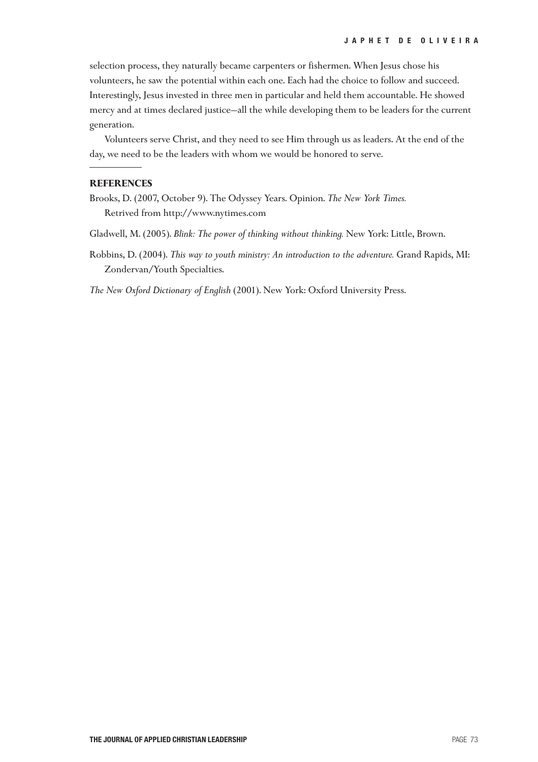selection process, they naturally became carpenters or fishermen. When Jesus chose his volunteers, he saw the potential within each one. Each had the choice to follow and succeed. Interestingly, Jesus invested in three men in particular and held them accountable. He showed mercy and at times declared justice—all the while developing them to be leaders for the current generation.

Volunteers serve Christ, and they need to see Him through us as leaders. At the end of the day, we need to be the leaders with whom we would be honored to serve.

## REFERENCES

Brooks, D. (2007, October 9). The Odyssey Years. Opinion. *The New York Times.* Retrived from http://www.nytimes.com

Gladwell, M. (2005). *Blink: The power of thinking without thinking.* New York: Little, Brown.

Robbins, D. (2004). *This way to youth ministry: An introduction to the adventure.* Grand Rapids, MI: Zondervan/Youth Specialties.

*The New Oxford Dictionary of English* (2001). New York: Oxford University Press.